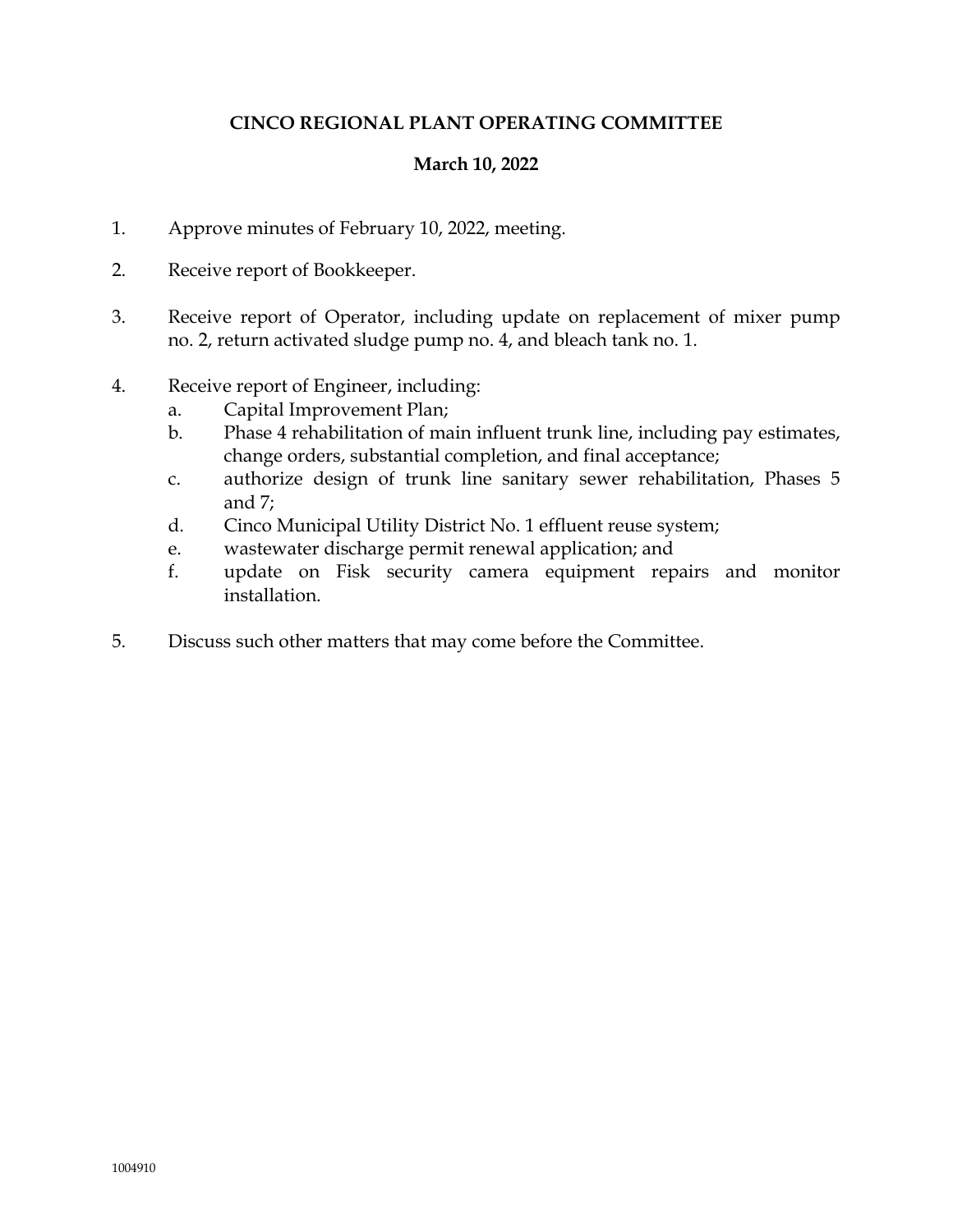# CINCO REGIONAL PLANT OPERATING COMMITTEE

## March 10, 2022

1. Approve minutes of February 10, 2022, meeting.

2. Receive report of Bookkeeper.

3. Receive report of Operator, including update on replacement of mixer pump no. 2, return activated sludge pump no. 4, and bleach tank no. 1.

4. Receive report of Engineer, including:
   a. Capital Improvement Plan;
   b. Phase 4 rehabilitation of main influent trunk line, including pay estimates, change orders, substantial completion, and final acceptance;
   c. authorize design of trunk line sanitary sewer rehabilitation, Phases 5 and 7;
   d. Cinco Municipal Utility District No. 1 effluent reuse system;
   e. wastewater discharge permit renewal application; and
   f. update on Fisk security camera equipment repairs and monitor installation.

5. Discuss such other matters that may come before the Committee.

1004910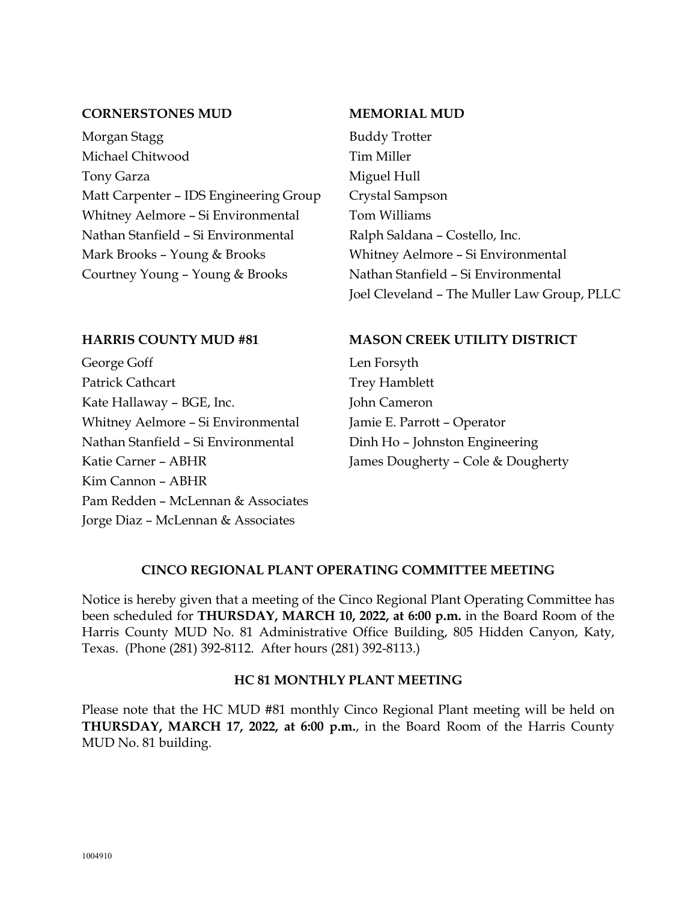**CORNERSTONES MUD**

Morgan Stagg
Michael Chitwood
Tony Garza
Matt Carpenter – IDS Engineering Group
Whitney Aelmore – Si Environmental
Nathan Stanfield – Si Environmental
Mark Brooks – Young & Brooks
Courtney Young – Young & Brooks

**MEMORIAL MUD**

Buddy Trotter
Tim Miller
Miguel Hull
Crystal Sampson
Tom Williams
Ralph Saldana – Costello, Inc.
Whitney Aelmore – Si Environmental
Nathan Stanfield – Si Environmental
Joel Cleveland – The Muller Law Group, PLLC

**HARRIS COUNTY MUD #81**

George Goff
Patrick Cathcart
Kate Hallaway – BGE, Inc.
Whitney Aelmore – Si Environmental
Nathan Stanfield – Si Environmental
Katie Carner – ABHR
Kim Cannon – ABHR
Pam Redden – McLennan & Associates
Jorge Diaz – McLennan & Associates

**MASON CREEK UTILITY DISTRICT**

Len Forsyth
Trey Hamblett
John Cameron
Jamie E. Parrott – Operator
Dinh Ho – Johnston Engineering
James Dougherty – Cole & Dougherty

## CINCO REGIONAL PLANT OPERATING COMMITTEE MEETING

Notice is hereby given that a meeting of the Cinco Regional Plant Operating Committee has been scheduled for **THURSDAY, MARCH 10, 2022, at 6:00 p.m.** in the Board Room of the Harris County MUD No. 81 Administrative Office Building, 805 Hidden Canyon, Katy, Texas. (Phone (281) 392-8112. After hours (281) 392-8113.)

## HC 81 MONTHLY PLANT MEETING

Please note that the HC MUD #81 monthly Cinco Regional Plant meeting will be held on **THURSDAY, MARCH 17, 2022, at 6:00 p.m.**, in the Board Room of the Harris County MUD No. 81 building.

1004910